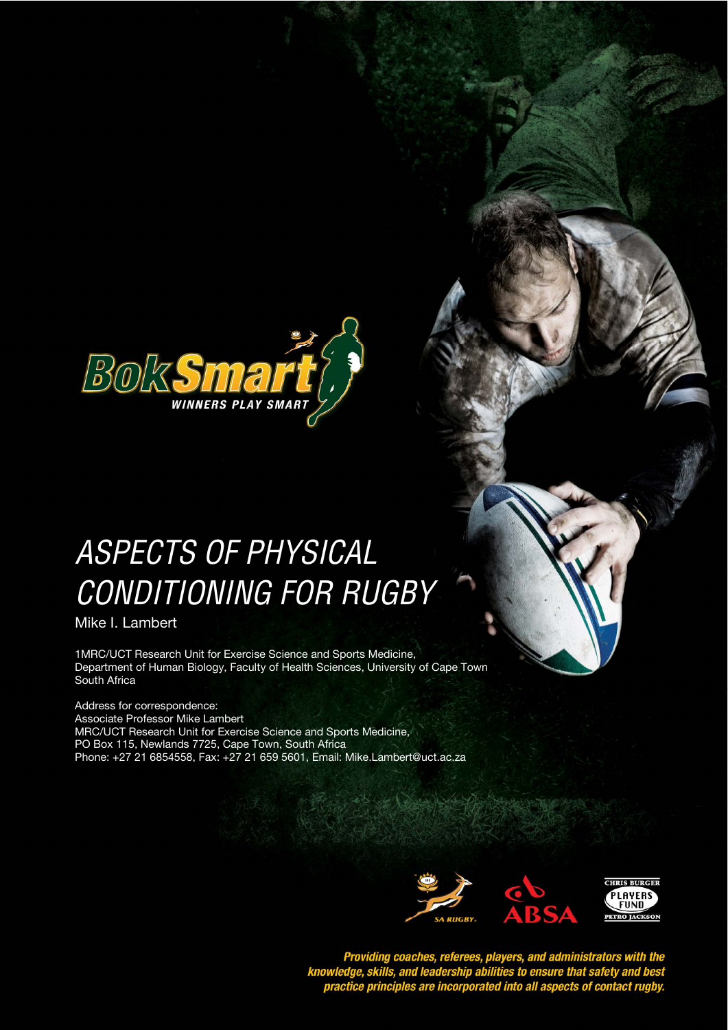# ASPECTS OF PHYSICAL CONDITIONING FOR RUGBY

Mike I. Lambert

1MRC/UCT Research Unit for Exercise Science and Sports Medicine, Department of Human Biology, Faculty of Health Sciences, University of Cape Town South Africa

Address for correspondence:
Associate Professor Mike Lambert
MRC/UCT Research Unit for Exercise Science and Sports Medicine,
PO Box 115, Newlands 7725, Cape Town, South Africa
Phone: +27 21 6854558, Fax: +27 21 659 5601, Email: Mike.Lambert@uct.ac.za

***Providing coaches, referees, players, and administrators with the knowledge, skills, and leadership abilities to ensure that safety and best practice principles are incorporated into all aspects of contact rugby.***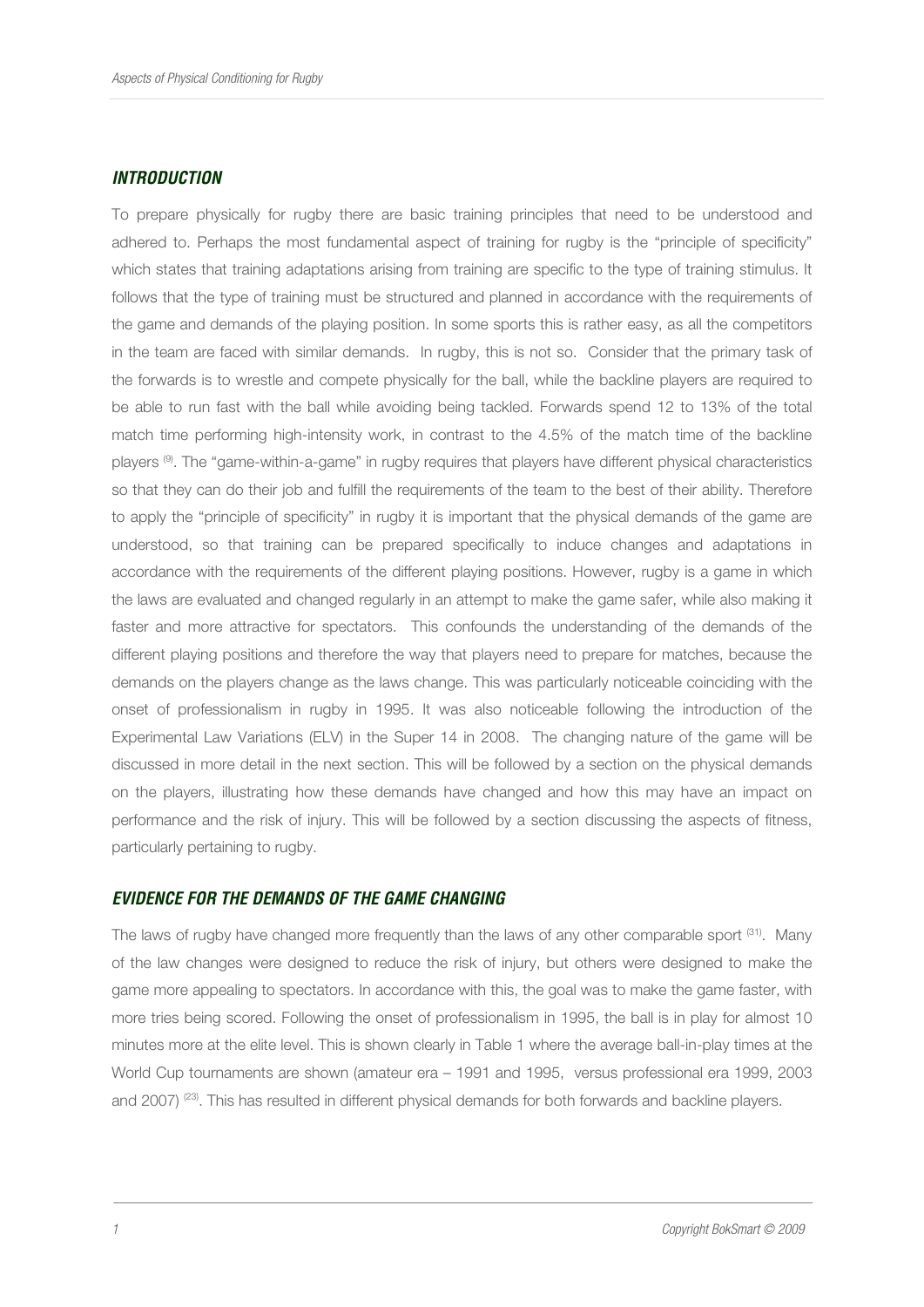## *INTRODUCTION*

To prepare physically for rugby there are basic training principles that need to be understood and adhered to. Perhaps the most fundamental aspect of training for rugby is the "principle of specificity" which states that training adaptations arising from training are specific to the type of training stimulus. It follows that the type of training must be structured and planned in accordance with the requirements of the game and demands of the playing position. In some sports this is rather easy, as all the competitors in the team are faced with similar demands. In rugby, this is not so. Consider that the primary task of the forwards is to wrestle and compete physically for the ball, while the backline players are required to be able to run fast with the ball while avoiding being tackled. Forwards spend 12 to 13% of the total match time performing high-intensity work, in contrast to the 4.5% of the match time of the backline players [9]. The "game-within-a-game" in rugby requires that players have different physical characteristics so that they can do their job and fulfill the requirements of the team to the best of their ability. Therefore to apply the "principle of specificity" in rugby it is important that the physical demands of the game are understood, so that training can be prepared specifically to induce changes and adaptations in accordance with the requirements of the different playing positions. However, rugby is a game in which the laws are evaluated and changed regularly in an attempt to make the game safer, while also making it faster and more attractive for spectators. This confounds the understanding of the demands of the different playing positions and therefore the way that players need to prepare for matches, because the demands on the players change as the laws change. This was particularly noticeable coinciding with the onset of professionalism in rugby in 1995. It was also noticeable following the introduction of the Experimental Law Variations (ELV) in the Super 14 in 2008. The changing nature of the game will be discussed in more detail in the next section. This will be followed by a section on the physical demands on the players, illustrating how these demands have changed and how this may have an impact on performance and the risk of injury. This will be followed by a section discussing the aspects of fitness, particularly pertaining to rugby.

## *EVIDENCE FOR THE DEMANDS OF THE GAME CHANGING*

The laws of rugby have changed more frequently than the laws of any other comparable sport [31]. Many of the law changes were designed to reduce the risk of injury, but others were designed to make the game more appealing to spectators. In accordance with this, the goal was to make the game faster, with more tries being scored. Following the onset of professionalism in 1995, the ball is in play for almost 10 minutes more at the elite level. This is shown clearly in Table 1 where the average ball-in-play times at the World Cup tournaments are shown (amateur era – 1991 and 1995, versus professional era 1999, 2003 and 2007) [23]. This has resulted in different physical demands for both forwards and backline players.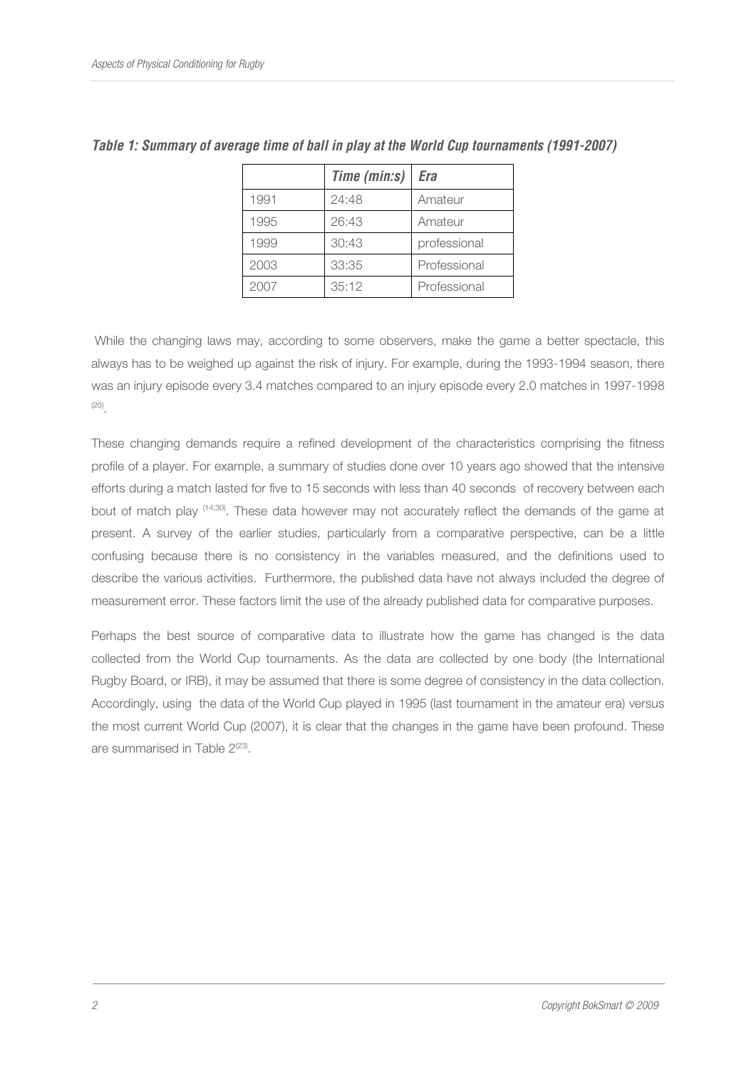***Table 1: Summary of average time of ball in play at the World Cup tournaments (1991-2007)***

| | *Time (min:s)* | *Era* |
|---|---|---|
| 1991 | 24:48 | Amateur |
| 1995 | 26:43 | Amateur |
| 1999 | 30:43 | professional |
| 2003 | 33:35 | Professional |
| 2007 | 35:12 | Professional |

While the changing laws may, according to some observers, make the game a better spectacle, this always has to be weighed up against the risk of injury. For example, during the 1993-1994 season, there was an injury episode every 3.4 matches compared to an injury episode every 2.0 matches in 1997-1998 [20].

These changing demands require a refined development of the characteristics comprising the fitness profile of a player. For example, a summary of studies done over 10 years ago showed that the intensive efforts during a match lasted for five to 15 seconds with less than 40 seconds of recovery between each bout of match play [14;30]. These data however may not accurately reflect the demands of the game at present. A survey of the earlier studies, particularly from a comparative perspective, can be a little confusing because there is no consistency in the variables measured, and the definitions used to describe the various activities. Furthermore, the published data have not always included the degree of measurement error. These factors limit the use of the already published data for comparative purposes.

Perhaps the best source of comparative data to illustrate how the game has changed is the data collected from the World Cup tournaments. As the data are collected by one body (the International Rugby Board, or IRB), it may be assumed that there is some degree of consistency in the data collection. Accordingly, using the data of the World Cup played in 1995 (last tournament in the amateur era) versus the most current World Cup (2007), it is clear that the changes in the game have been profound. These are summarised in Table 2[23].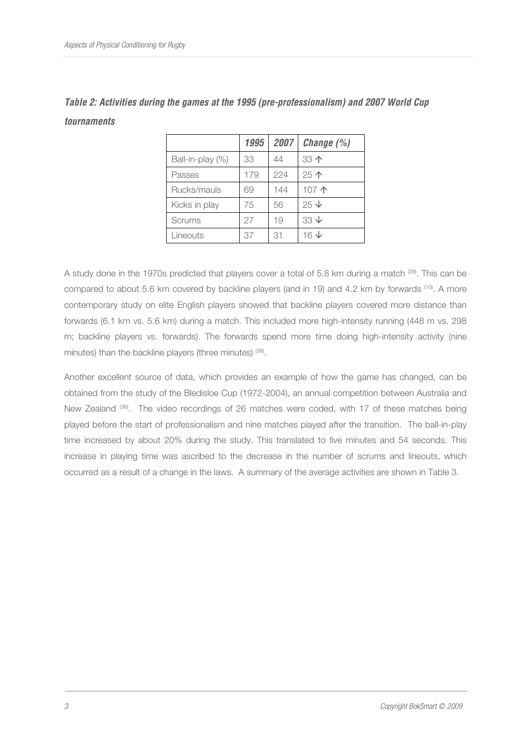***Table 2: Activities during the games at the 1995 (pre-professionalism) and 2007 World Cup tournaments***

| | ***1995*** | ***2007*** | ***Change (%)*** |
|---|---|---|---|
| Ball-in-play (%) | 33 | 44 | 33 ↑ |
| Passes | 179 | 224 | 25 ↑ |
| Rucks/mauls | 69 | 144 | 107 ↑ |
| Kicks in play | 75 | 56 | 25 ↓ |
| Scrums | 27 | 19 | 33 ↓ |
| Lineouts | 37 | 31 | 16 ↓ |

A study done in the 1970s predicted that players cover a total of 5.8 km during a match [29]. This can be compared to about 5.6 km covered by backline players (and in 19) and 4.2 km by forwards [10]. A more contemporary study on elite English players showed that backline players covered more distance than forwards (6.1 km vs. 5.6 km) during a match. This included more high-intensity running (448 m vs. 298 m; backline players vs. forwards). The forwards spend more time doing high-intensity activity (nine minutes) than the backline players (three minutes) [38].

Another excellent source of data, which provides an example of how the game has changed, can be obtained from the study of the Bledisloe Cup (1972-2004), an annual competition between Australia and New Zealand [36]. The video recordings of 26 matches were coded, with 17 of these matches being played before the start of professionalism and nine matches played after the transition. The ball-in-play time increased by about 20% during the study. This translated to five minutes and 54 seconds. This increase in playing time was ascribed to the decrease in the number of scrums and lineouts, which occurred as a result of a change in the laws. A summary of the average activities are shown in Table 3.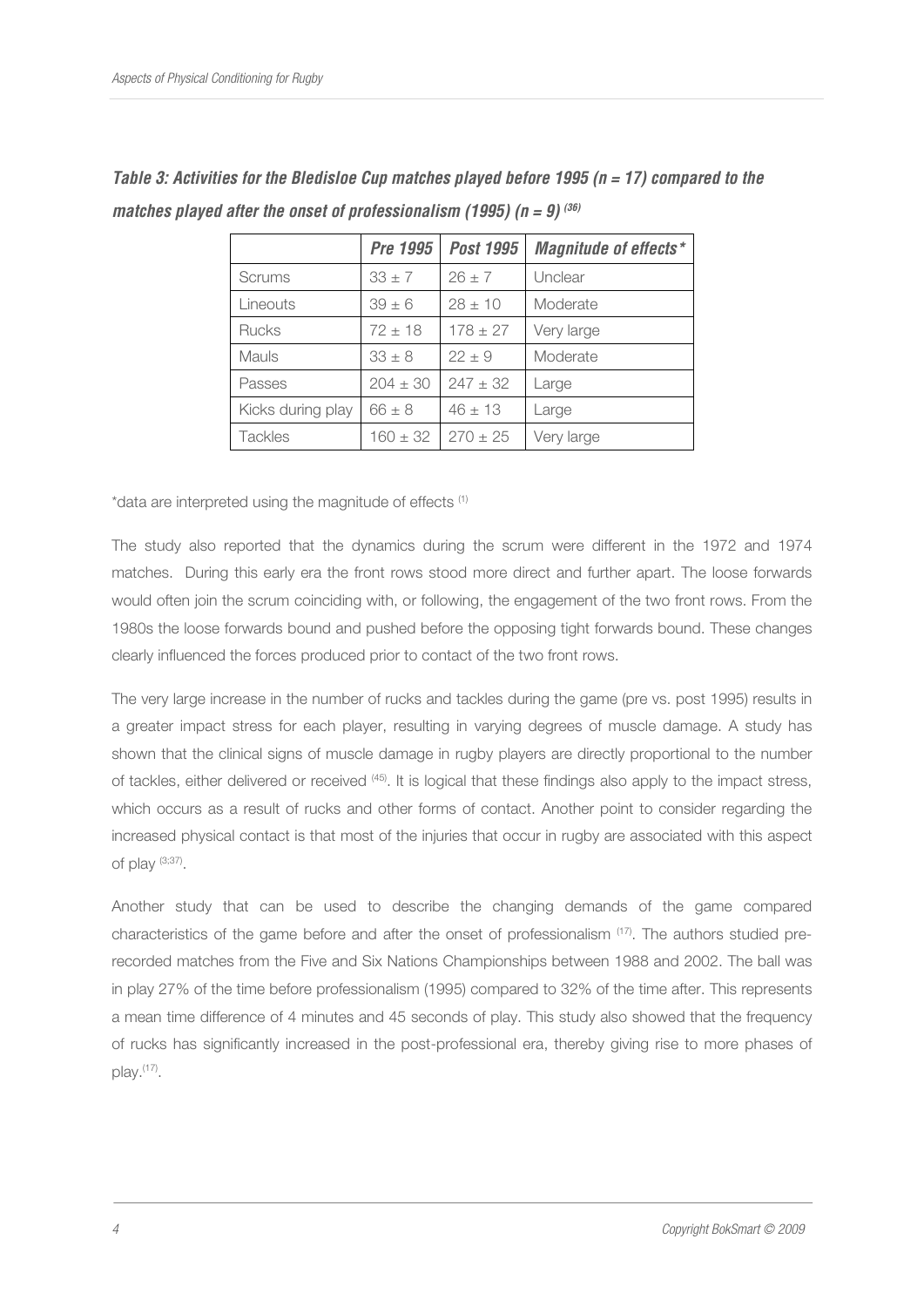***Table 3: Activities for the Bledisloe Cup matches played before 1995 (n = 17) compared to the matches played after the onset of professionalism (1995) (n = 9)*** [36]

| | *Pre 1995* | *Post 1995* | *Magnitude of effects** |
|---|---|---|---|
| Scrums | 33 ± 7 | 26 ± 7 | Unclear |
| Lineouts | 39 ± 6 | 28 ± 10 | Moderate |
| Rucks | 72 ± 18 | 178 ± 27 | Very large |
| Mauls | 33 ± 8 | 22 ± 9 | Moderate |
| Passes | 204 ± 30 | 247 ± 32 | Large |
| Kicks during play | 66 ± 8 | 46 ± 13 | Large |
| Tackles | 160 ± 32 | 270 ± 25 | Very large |

*data are interpreted using the magnitude of effects [1]

The study also reported that the dynamics during the scrum were different in the 1972 and 1974 matches. During this early era the front rows stood more direct and further apart. The loose forwards would often join the scrum coinciding with, or following, the engagement of the two front rows. From the 1980s the loose forwards bound and pushed before the opposing tight forwards bound. These changes clearly influenced the forces produced prior to contact of the two front rows.

The very large increase in the number of rucks and tackles during the game (pre vs. post 1995) results in a greater impact stress for each player, resulting in varying degrees of muscle damage. A study has shown that the clinical signs of muscle damage in rugby players are directly proportional to the number of tackles, either delivered or received [45]. It is logical that these findings also apply to the impact stress, which occurs as a result of rucks and other forms of contact. Another point to consider regarding the increased physical contact is that most of the injuries that occur in rugby are associated with this aspect of play [3;37].

Another study that can be used to describe the changing demands of the game compared characteristics of the game before and after the onset of professionalism [17]. The authors studied pre-recorded matches from the Five and Six Nations Championships between 1988 and 2002. The ball was in play 27% of the time before professionalism (1995) compared to 32% of the time after. This represents a mean time difference of 4 minutes and 45 seconds of play. This study also showed that the frequency of rucks has significantly increased in the post-professional era, thereby giving rise to more phases of play.[17].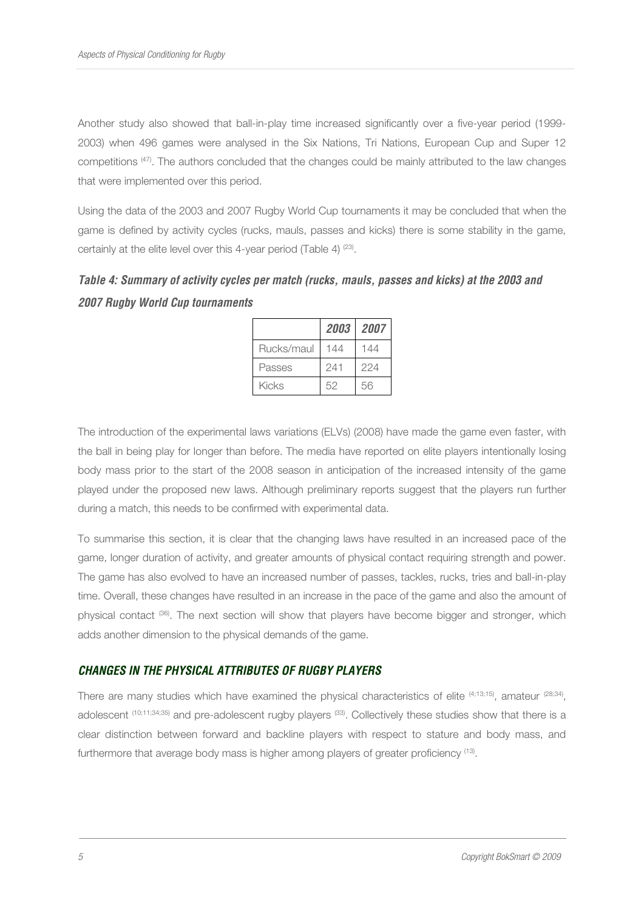Another study also showed that ball-in-play time increased significantly over a five-year period (1999-2003) when 496 games were analysed in the Six Nations, Tri Nations, European Cup and Super 12 competitions [47]. The authors concluded that the changes could be mainly attributed to the law changes that were implemented over this period.

Using the data of the 2003 and 2007 Rugby World Cup tournaments it may be concluded that when the game is defined by activity cycles (rucks, mauls, passes and kicks) there is some stability in the game, certainly at the elite level over this 4-year period (Table 4) [23].

***Table 4: Summary of activity cycles per match (rucks, mauls, passes and kicks) at the 2003 and 2007 Rugby World Cup tournaments***

| | *2003* | *2007* |
|---|---|---|
| Rucks/maul | 144 | 144 |
| Passes | 241 | 224 |
| Kicks | 52 | 56 |

The introduction of the experimental laws variations (ELVs) (2008) have made the game even faster, with the ball in being play for longer than before. The media have reported on elite players intentionally losing body mass prior to the start of the 2008 season in anticipation of the increased intensity of the game played under the proposed new laws. Although preliminary reports suggest that the players run further during a match, this needs to be confirmed with experimental data.

To summarise this section, it is clear that the changing laws have resulted in an increased pace of the game, longer duration of activity, and greater amounts of physical contact requiring strength and power. The game has also evolved to have an increased number of passes, tackles, rucks, tries and ball-in-play time. Overall, these changes have resulted in an increase in the pace of the game and also the amount of physical contact [36]. The next section will show that players have become bigger and stronger, which adds another dimension to the physical demands of the game.

## ***CHANGES IN THE PHYSICAL ATTRIBUTES OF RUGBY PLAYERS***

There are many studies which have examined the physical characteristics of elite [4;13;15], amateur [28;34], adolescent [10;11;34;35] and pre-adolescent rugby players [33]. Collectively these studies show that there is a clear distinction between forward and backline players with respect to stature and body mass, and furthermore that average body mass is higher among players of greater proficiency [13].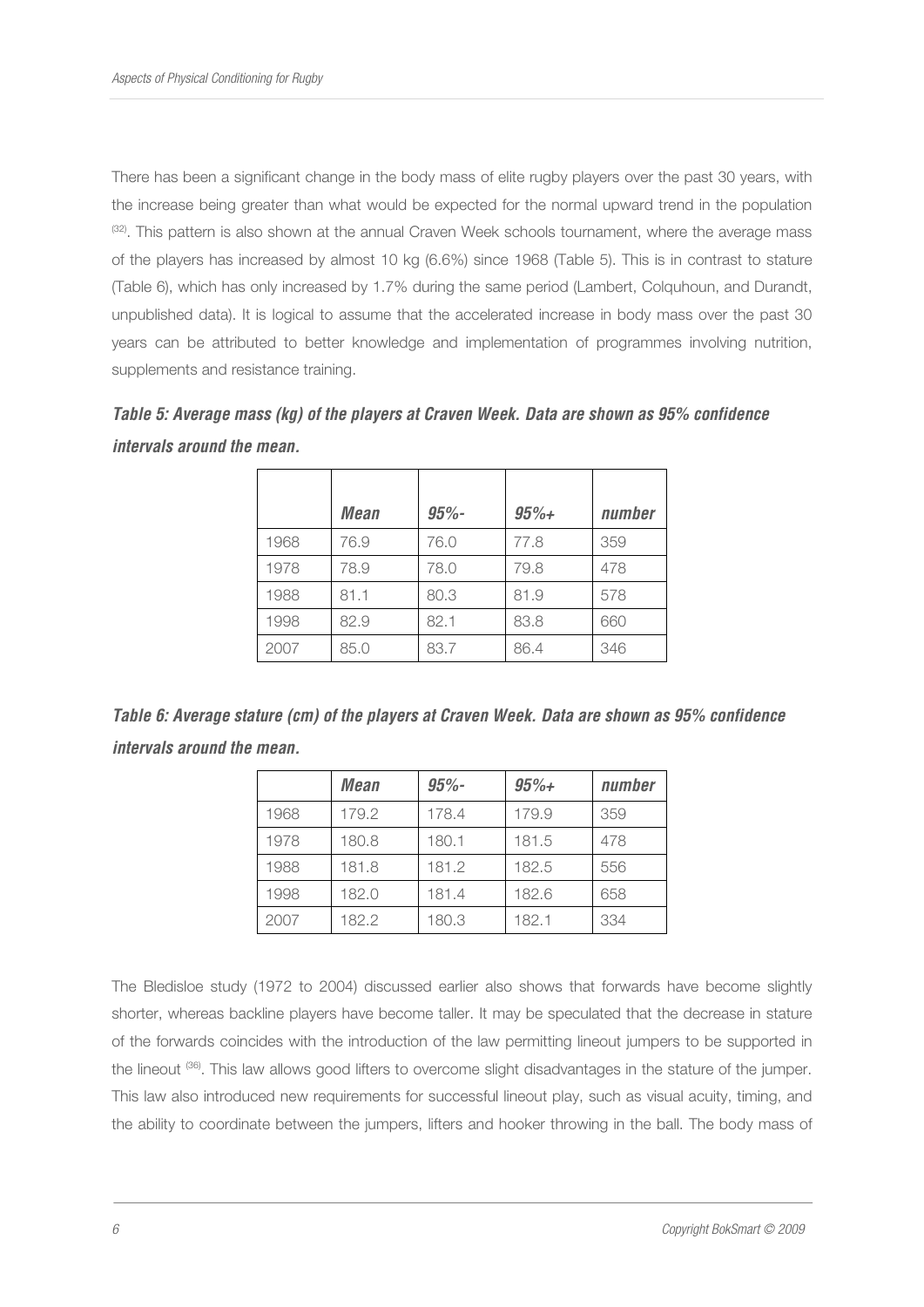There has been a significant change in the body mass of elite rugby players over the past 30 years, with the increase being greater than what would be expected for the normal upward trend in the population [32]. This pattern is also shown at the annual Craven Week schools tournament, where the average mass of the players has increased by almost 10 kg (6.6%) since 1968 (Table 5). This is in contrast to stature (Table 6), which has only increased by 1.7% during the same period (Lambert, Colquhoun, and Durandt, unpublished data). It is logical to assume that the accelerated increase in body mass over the past 30 years can be attributed to better knowledge and implementation of programmes involving nutrition, supplements and resistance training.

***Table 5: Average mass (kg) of the players at Craven Week. Data are shown as 95% confidence intervals around the mean.***

| | *Mean* | *95%-* | *95%+* | *number* |
|---|---|---|---|---|
| 1968 | 76.9 | 76.0 | 77.8 | 359 |
| 1978 | 78.9 | 78.0 | 79.8 | 478 |
| 1988 | 81.1 | 80.3 | 81.9 | 578 |
| 1998 | 82.9 | 82.1 | 83.8 | 660 |
| 2007 | 85.0 | 83.7 | 86.4 | 346 |

***Table 6: Average stature (cm) of the players at Craven Week. Data are shown as 95% confidence intervals around the mean.***

| | *Mean* | *95%-* | *95%+* | *number* |
|---|---|---|---|---|
| 1968 | 179.2 | 178.4 | 179.9 | 359 |
| 1978 | 180.8 | 180.1 | 181.5 | 478 |
| 1988 | 181.8 | 181.2 | 182.5 | 556 |
| 1998 | 182.0 | 181.4 | 182.6 | 658 |
| 2007 | 182.2 | 180.3 | 182.1 | 334 |

The Bledisloe study (1972 to 2004) discussed earlier also shows that forwards have become slightly shorter, whereas backline players have become taller. It may be speculated that the decrease in stature of the forwards coincides with the introduction of the law permitting lineout jumpers to be supported in the lineout [36]. This law allows good lifters to overcome slight disadvantages in the stature of the jumper. This law also introduced new requirements for successful lineout play, such as visual acuity, timing, and the ability to coordinate between the jumpers, lifters and hooker throwing in the ball. The body mass of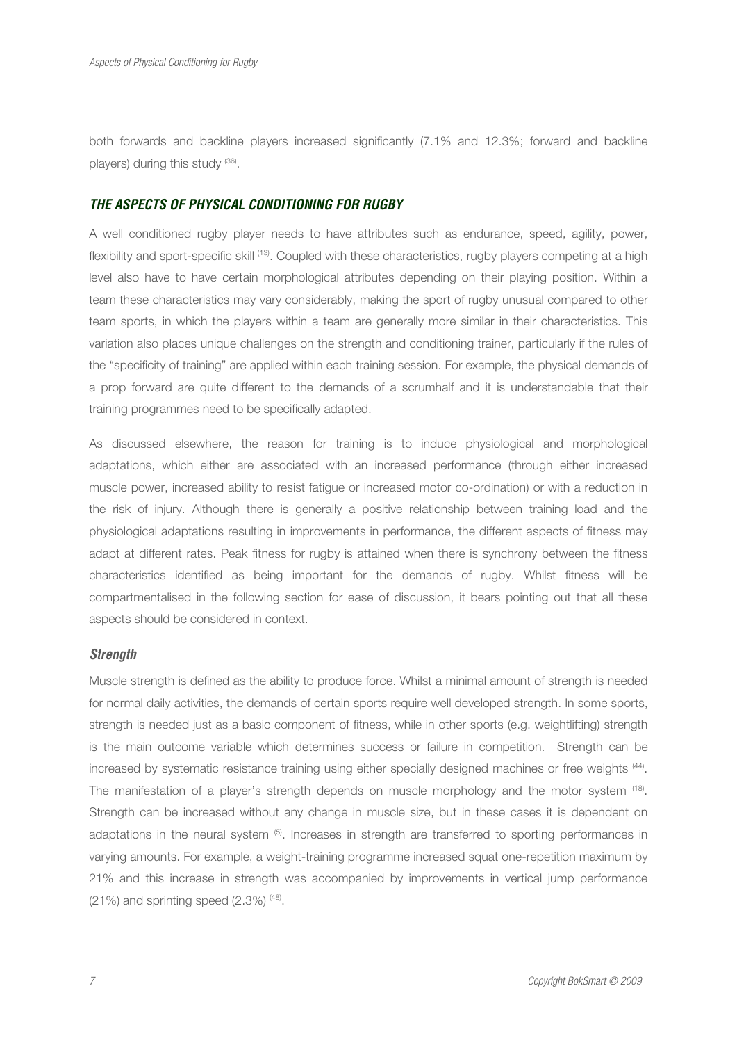both forwards and backline players increased significantly (7.1% and 12.3%; forward and backline players) during this study [36].

## *THE ASPECTS OF PHYSICAL CONDITIONING FOR RUGBY*

A well conditioned rugby player needs to have attributes such as endurance, speed, agility, power, flexibility and sport-specific skill [13]. Coupled with these characteristics, rugby players competing at a high level also have to have certain morphological attributes depending on their playing position. Within a team these characteristics may vary considerably, making the sport of rugby unusual compared to other team sports, in which the players within a team are generally more similar in their characteristics. This variation also places unique challenges on the strength and conditioning trainer, particularly if the rules of the "specificity of training" are applied within each training session. For example, the physical demands of a prop forward are quite different to the demands of a scrumhalf and it is understandable that their training programmes need to be specifically adapted.

As discussed elsewhere, the reason for training is to induce physiological and morphological adaptations, which either are associated with an increased performance (through either increased muscle power, increased ability to resist fatigue or increased motor co-ordination) or with a reduction in the risk of injury. Although there is generally a positive relationship between training load and the physiological adaptations resulting in improvements in performance, the different aspects of fitness may adapt at different rates. Peak fitness for rugby is attained when there is synchrony between the fitness characteristics identified as being important for the demands of rugby. Whilst fitness will be compartmentalised in the following section for ease of discussion, it bears pointing out that all these aspects should be considered in context.

### *Strength*

Muscle strength is defined as the ability to produce force. Whilst a minimal amount of strength is needed for normal daily activities, the demands of certain sports require well developed strength. In some sports, strength is needed just as a basic component of fitness, while in other sports (e.g. weightlifting) strength is the main outcome variable which determines success or failure in competition. Strength can be increased by systematic resistance training using either specially designed machines or free weights [44]. The manifestation of a player's strength depends on muscle morphology and the motor system [18]. Strength can be increased without any change in muscle size, but in these cases it is dependent on adaptations in the neural system [5]. Increases in strength are transferred to sporting performances in varying amounts. For example, a weight-training programme increased squat one-repetition maximum by 21% and this increase in strength was accompanied by improvements in vertical jump performance (21%) and sprinting speed (2.3%) [48].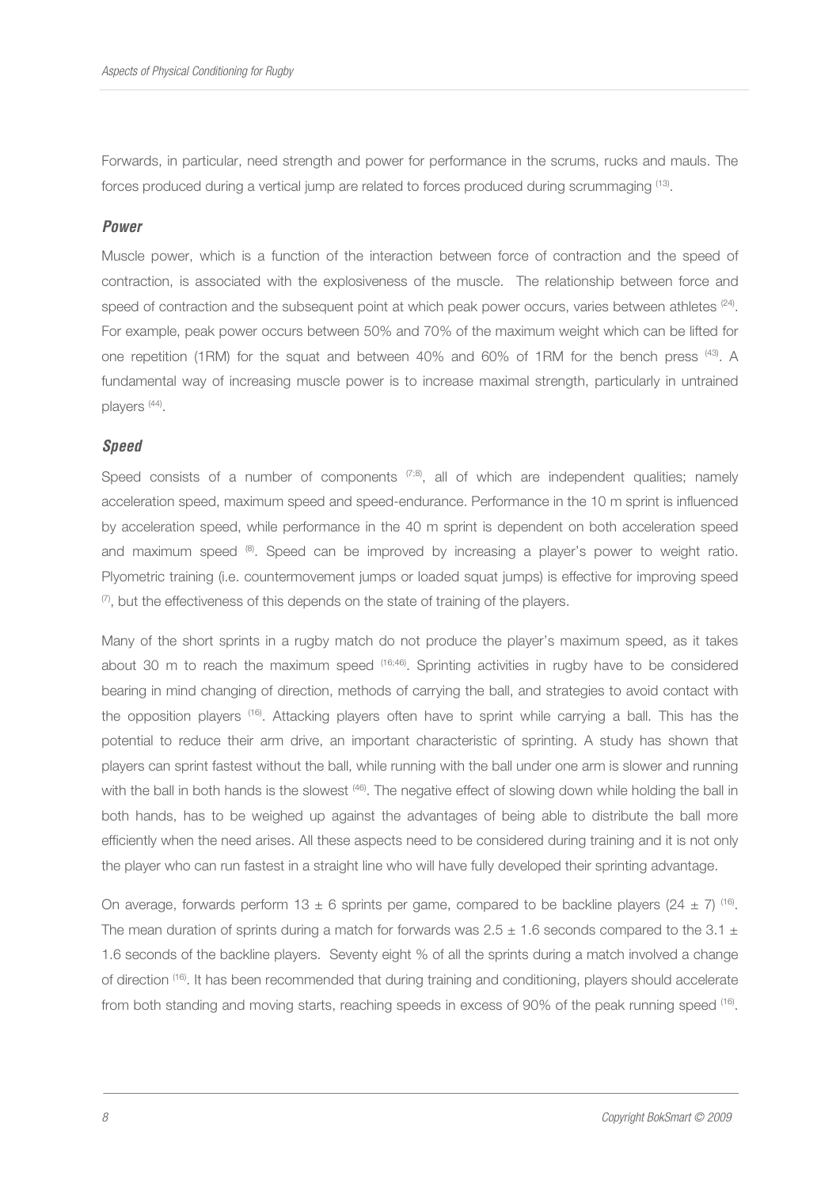Forwards, in particular, need strength and power for performance in the scrums, rucks and mauls. The forces produced during a vertical jump are related to forces produced during scrummaging [13].

### *Power*

Muscle power, which is a function of the interaction between force of contraction and the speed of contraction, is associated with the explosiveness of the muscle. The relationship between force and speed of contraction and the subsequent point at which peak power occurs, varies between athletes [24]. For example, peak power occurs between 50% and 70% of the maximum weight which can be lifted for one repetition (1RM) for the squat and between 40% and 60% of 1RM for the bench press [43]. A fundamental way of increasing muscle power is to increase maximal strength, particularly in untrained players [44].

### *Speed*

Speed consists of a number of components [7;8], all of which are independent qualities; namely acceleration speed, maximum speed and speed-endurance. Performance in the 10 m sprint is influenced by acceleration speed, while performance in the 40 m sprint is dependent on both acceleration speed and maximum speed [8]. Speed can be improved by increasing a player's power to weight ratio. Plyometric training (i.e. countermovement jumps or loaded squat jumps) is effective for improving speed [7], but the effectiveness of this depends on the state of training of the players.

Many of the short sprints in a rugby match do not produce the player's maximum speed, as it takes about 30 m to reach the maximum speed [16;46]. Sprinting activities in rugby have to be considered bearing in mind changing of direction, methods of carrying the ball, and strategies to avoid contact with the opposition players [16]. Attacking players often have to sprint while carrying a ball. This has the potential to reduce their arm drive, an important characteristic of sprinting. A study has shown that players can sprint fastest without the ball, while running with the ball under one arm is slower and running with the ball in both hands is the slowest [46]. The negative effect of slowing down while holding the ball in both hands, has to be weighed up against the advantages of being able to distribute the ball more efficiently when the need arises. All these aspects need to be considered during training and it is not only the player who can run fastest in a straight line who will have fully developed their sprinting advantage.

On average, forwards perform $13 \pm 6$ sprints per game, compared to be backline players ($24 \pm 7$) [16]. The mean duration of sprints during a match for forwards was $2.5 \pm 1.6$ seconds compared to the $3.1 \pm 1.6$ seconds of the backline players. Seventy eight % of all the sprints during a match involved a change of direction [16]. It has been recommended that during training and conditioning, players should accelerate from both standing and moving starts, reaching speeds in excess of 90% of the peak running speed [16].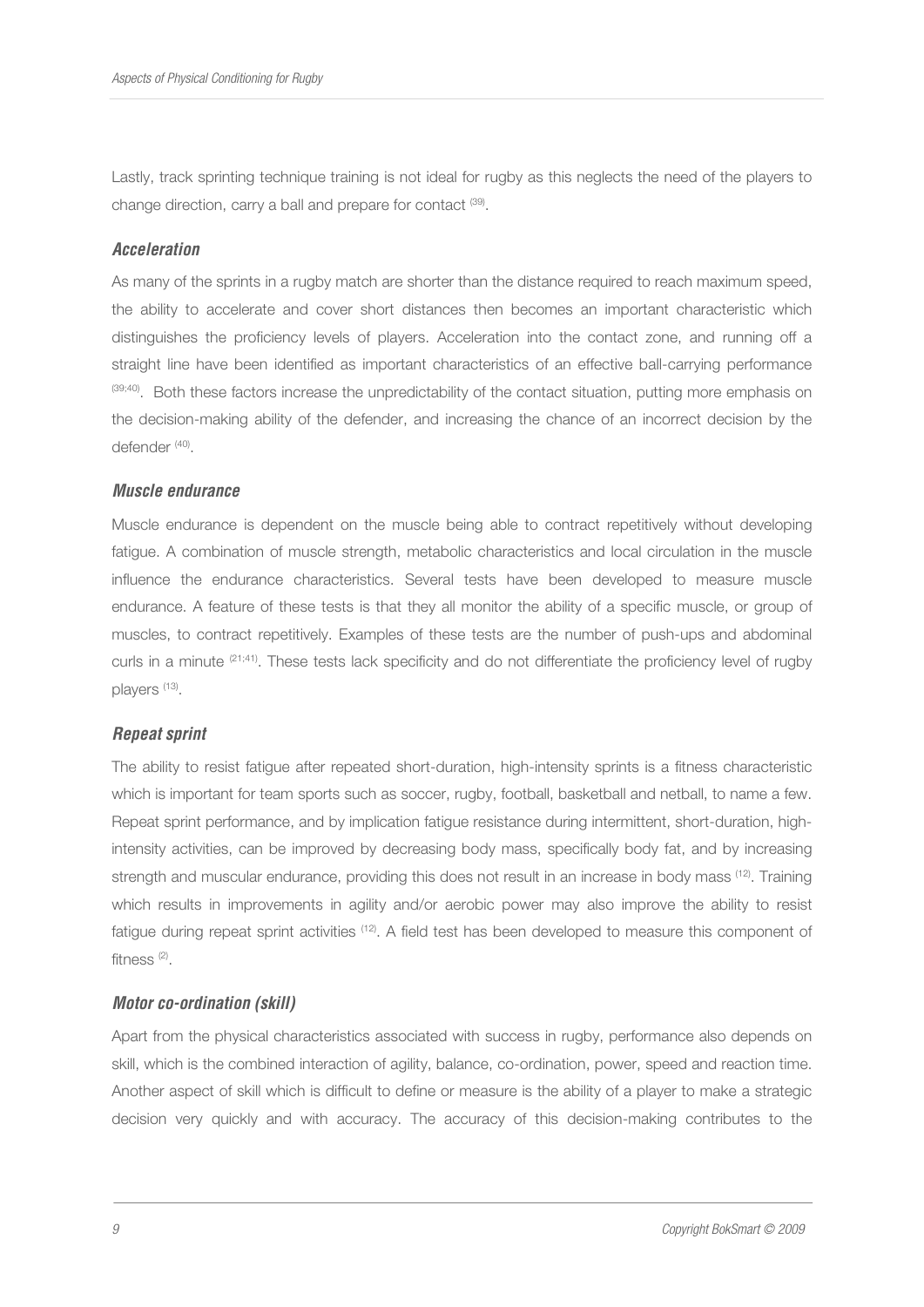Lastly, track sprinting technique training is not ideal for rugby as this neglects the need of the players to change direction, carry a ball and prepare for contact [39].

### *Acceleration*

As many of the sprints in a rugby match are shorter than the distance required to reach maximum speed, the ability to accelerate and cover short distances then becomes an important characteristic which distinguishes the proficiency levels of players. Acceleration into the contact zone, and running off a straight line have been identified as important characteristics of an effective ball-carrying performance [39;40]. Both these factors increase the unpredictability of the contact situation, putting more emphasis on the decision-making ability of the defender, and increasing the chance of an incorrect decision by the defender [40].

### *Muscle endurance*

Muscle endurance is dependent on the muscle being able to contract repetitively without developing fatigue. A combination of muscle strength, metabolic characteristics and local circulation in the muscle influence the endurance characteristics. Several tests have been developed to measure muscle endurance. A feature of these tests is that they all monitor the ability of a specific muscle, or group of muscles, to contract repetitively. Examples of these tests are the number of push-ups and abdominal curls in a minute [21;41]. These tests lack specificity and do not differentiate the proficiency level of rugby players [13].

### *Repeat sprint*

The ability to resist fatigue after repeated short-duration, high-intensity sprints is a fitness characteristic which is important for team sports such as soccer, rugby, football, basketball and netball, to name a few. Repeat sprint performance, and by implication fatigue resistance during intermittent, short-duration, high-intensity activities, can be improved by decreasing body mass, specifically body fat, and by increasing strength and muscular endurance, providing this does not result in an increase in body mass [12]. Training which results in improvements in agility and/or aerobic power may also improve the ability to resist fatigue during repeat sprint activities [12]. A field test has been developed to measure this component of fitness [2].

### *Motor co-ordination (skill)*

Apart from the physical characteristics associated with success in rugby, performance also depends on skill, which is the combined interaction of agility, balance, co-ordination, power, speed and reaction time. Another aspect of skill which is difficult to define or measure is the ability of a player to make a strategic decision very quickly and with accuracy. The accuracy of this decision-making contributes to the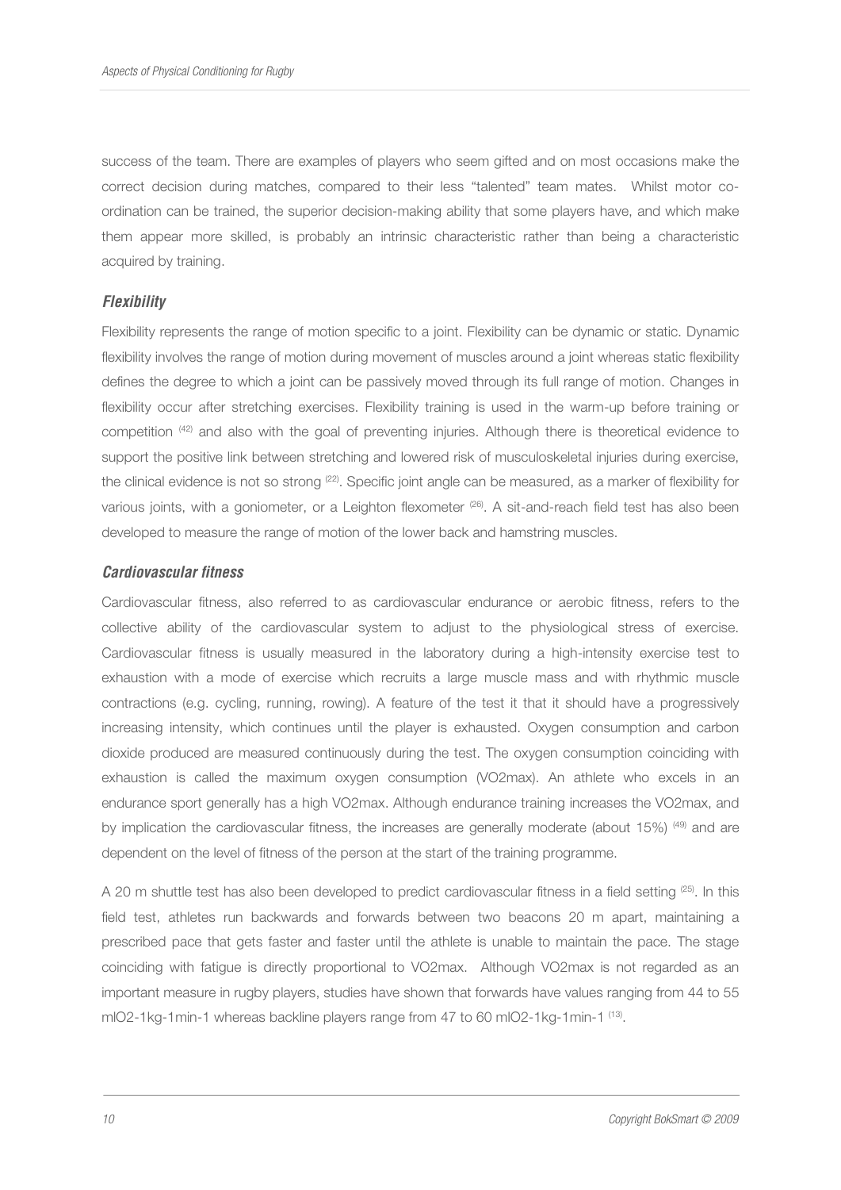success of the team. There are examples of players who seem gifted and on most occasions make the correct decision during matches, compared to their less "talented" team mates. Whilst motor co-ordination can be trained, the superior decision-making ability that some players have, and which make them appear more skilled, is probably an intrinsic characteristic rather than being a characteristic acquired by training.

### *Flexibility*

Flexibility represents the range of motion specific to a joint. Flexibility can be dynamic or static. Dynamic flexibility involves the range of motion during movement of muscles around a joint whereas static flexibility defines the degree to which a joint can be passively moved through its full range of motion. Changes in flexibility occur after stretching exercises. Flexibility training is used in the warm-up before training or competition [42] and also with the goal of preventing injuries. Although there is theoretical evidence to support the positive link between stretching and lowered risk of musculoskeletal injuries during exercise, the clinical evidence is not so strong [22]. Specific joint angle can be measured, as a marker of flexibility for various joints, with a goniometer, or a Leighton flexometer [26]. A sit-and-reach field test has also been developed to measure the range of motion of the lower back and hamstring muscles.

### *Cardiovascular fitness*

Cardiovascular fitness, also referred to as cardiovascular endurance or aerobic fitness, refers to the collective ability of the cardiovascular system to adjust to the physiological stress of exercise. Cardiovascular fitness is usually measured in the laboratory during a high-intensity exercise test to exhaustion with a mode of exercise which recruits a large muscle mass and with rhythmic muscle contractions (e.g. cycling, running, rowing). A feature of the test it that it should have a progressively increasing intensity, which continues until the player is exhausted. Oxygen consumption and carbon dioxide produced are measured continuously during the test. The oxygen consumption coinciding with exhaustion is called the maximum oxygen consumption (VO2max). An athlete who excels in an endurance sport generally has a high VO2max. Although endurance training increases the VO2max, and by implication the cardiovascular fitness, the increases are generally moderate (about 15%) [49] and are dependent on the level of fitness of the person at the start of the training programme.

A 20 m shuttle test has also been developed to predict cardiovascular fitness in a field setting [25]. In this field test, athletes run backwards and forwards between two beacons 20 m apart, maintaining a prescribed pace that gets faster and faster until the athlete is unable to maintain the pace. The stage coinciding with fatigue is directly proportional to VO2max. Although VO2max is not regarded as an important measure in rugby players, studies have shown that forwards have values ranging from 44 to 55 mlO2-1kg-1min-1 whereas backline players range from 47 to 60 mlO2-1kg-1min-1 [13].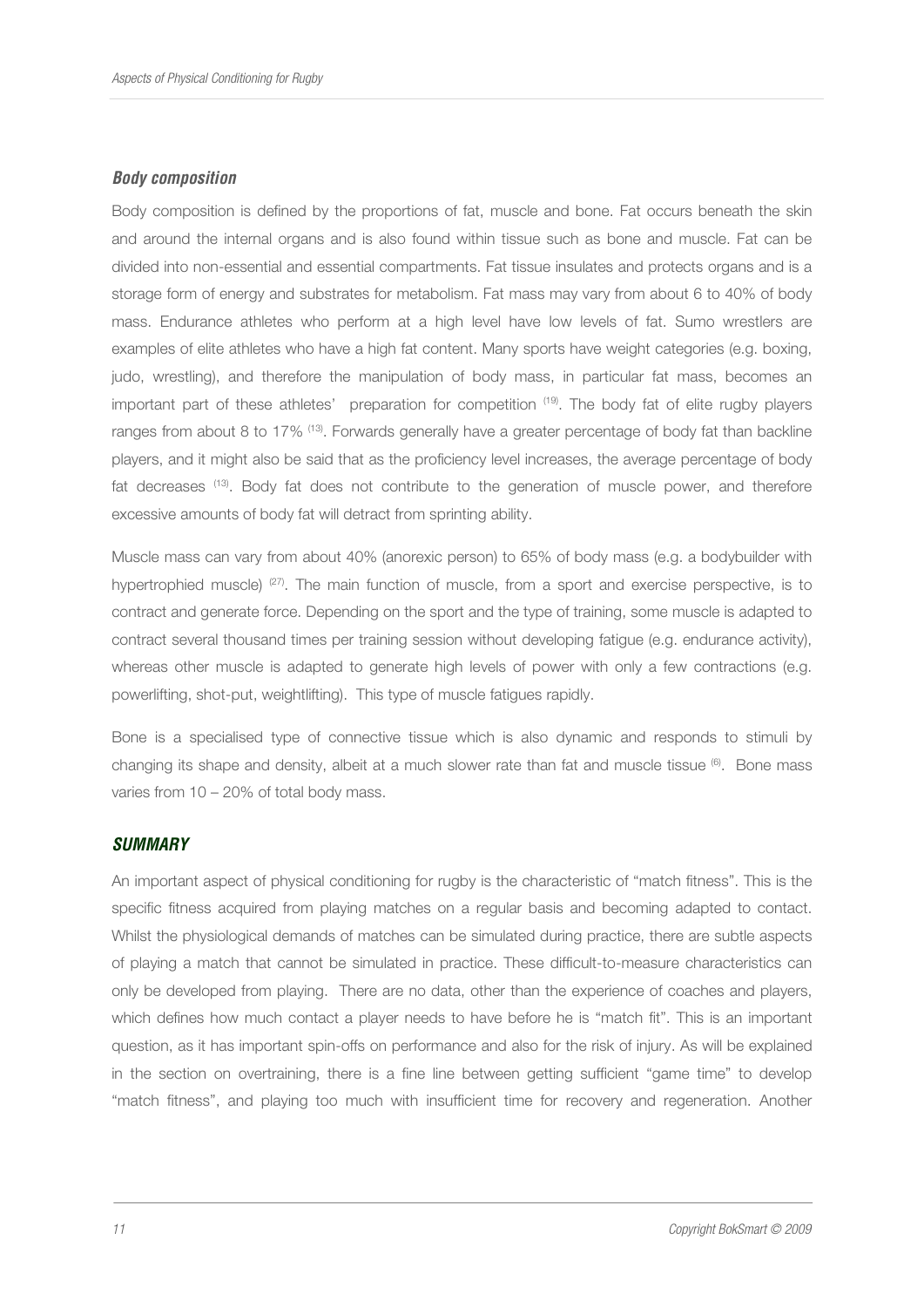### *Body composition*

Body composition is defined by the proportions of fat, muscle and bone. Fat occurs beneath the skin and around the internal organs and is also found within tissue such as bone and muscle. Fat can be divided into non-essential and essential compartments. Fat tissue insulates and protects organs and is a storage form of energy and substrates for metabolism. Fat mass may vary from about 6 to 40% of body mass. Endurance athletes who perform at a high level have low levels of fat. Sumo wrestlers are examples of elite athletes who have a high fat content. Many sports have weight categories (e.g. boxing, judo, wrestling), and therefore the manipulation of body mass, in particular fat mass, becomes an important part of these athletes' preparation for competition [19]. The body fat of elite rugby players ranges from about 8 to 17% [13]. Forwards generally have a greater percentage of body fat than backline players, and it might also be said that as the proficiency level increases, the average percentage of body fat decreases [13]. Body fat does not contribute to the generation of muscle power, and therefore excessive amounts of body fat will detract from sprinting ability.

Muscle mass can vary from about 40% (anorexic person) to 65% of body mass (e.g. a bodybuilder with hypertrophied muscle) [27]. The main function of muscle, from a sport and exercise perspective, is to contract and generate force. Depending on the sport and the type of training, some muscle is adapted to contract several thousand times per training session without developing fatigue (e.g. endurance activity), whereas other muscle is adapted to generate high levels of power with only a few contractions (e.g. powerlifting, shot-put, weightlifting). This type of muscle fatigues rapidly.

Bone is a specialised type of connective tissue which is also dynamic and responds to stimuli by changing its shape and density, albeit at a much slower rate than fat and muscle tissue [6]. Bone mass varies from 10 – 20% of total body mass.

## *SUMMARY*

An important aspect of physical conditioning for rugby is the characteristic of "match fitness". This is the specific fitness acquired from playing matches on a regular basis and becoming adapted to contact. Whilst the physiological demands of matches can be simulated during practice, there are subtle aspects of playing a match that cannot be simulated in practice. These difficult-to-measure characteristics can only be developed from playing. There are no data, other than the experience of coaches and players, which defines how much contact a player needs to have before he is "match fit". This is an important question, as it has important spin-offs on performance and also for the risk of injury. As will be explained in the section on overtraining, there is a fine line between getting sufficient "game time" to develop "match fitness", and playing too much with insufficient time for recovery and regeneration. Another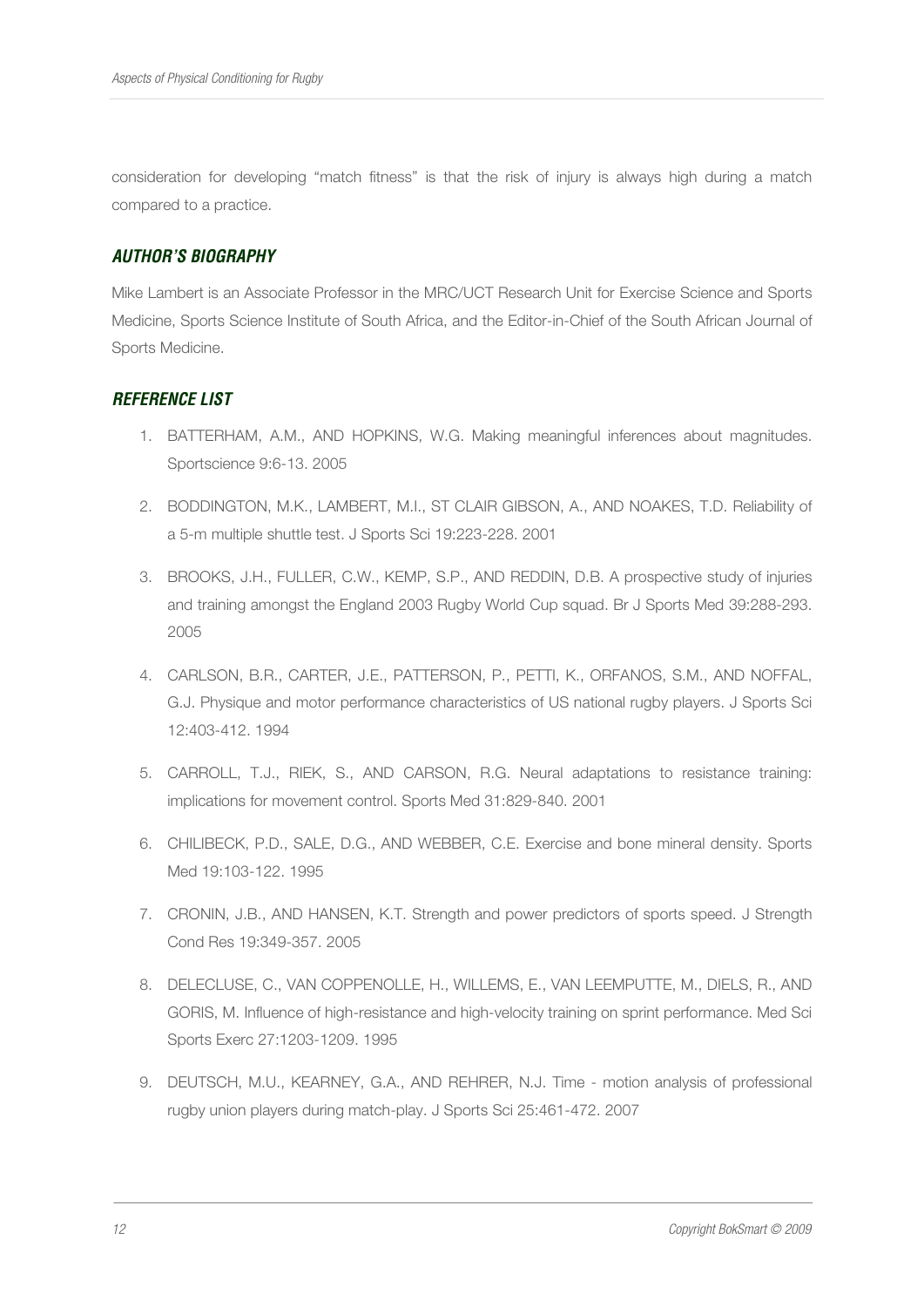consideration for developing "match fitness" is that the risk of injury is always high during a match compared to a practice.

### *AUTHOR'S BIOGRAPHY*

Mike Lambert is an Associate Professor in the MRC/UCT Research Unit for Exercise Science and Sports Medicine, Sports Science Institute of South Africa, and the Editor-in-Chief of the South African Journal of Sports Medicine.

### *REFERENCE LIST*

1. BATTERHAM, A.M., AND HOPKINS, W.G. Making meaningful inferences about magnitudes. Sportscience 9:6-13. 2005
2. BODDINGTON, M.K., LAMBERT, M.I., ST CLAIR GIBSON, A., AND NOAKES, T.D. Reliability of a 5-m multiple shuttle test. J Sports Sci 19:223-228. 2001
3. BROOKS, J.H., FULLER, C.W., KEMP, S.P., AND REDDIN, D.B. A prospective study of injuries and training amongst the England 2003 Rugby World Cup squad. Br J Sports Med 39:288-293. 2005
4. CARLSON, B.R., CARTER, J.E., PATTERSON, P., PETTI, K., ORFANOS, S.M., AND NOFFAL, G.J. Physique and motor performance characteristics of US national rugby players. J Sports Sci 12:403-412. 1994
5. CARROLL, T.J., RIEK, S., AND CARSON, R.G. Neural adaptations to resistance training: implications for movement control. Sports Med 31:829-840. 2001
6. CHILIBECK, P.D., SALE, D.G., AND WEBBER, C.E. Exercise and bone mineral density. Sports Med 19:103-122. 1995
7. CRONIN, J.B., AND HANSEN, K.T. Strength and power predictors of sports speed. J Strength Cond Res 19:349-357. 2005
8. DELECLUSE, C., VAN COPPENOLLE, H., WILLEMS, E., VAN LEEMPUTTE, M., DIELS, R., AND GORIS, M. Influence of high-resistance and high-velocity training on sprint performance. Med Sci Sports Exerc 27:1203-1209. 1995
9. DEUTSCH, M.U., KEARNEY, G.A., AND REHRER, N.J. Time - motion analysis of professional rugby union players during match-play. J Sports Sci 25:461-472. 2007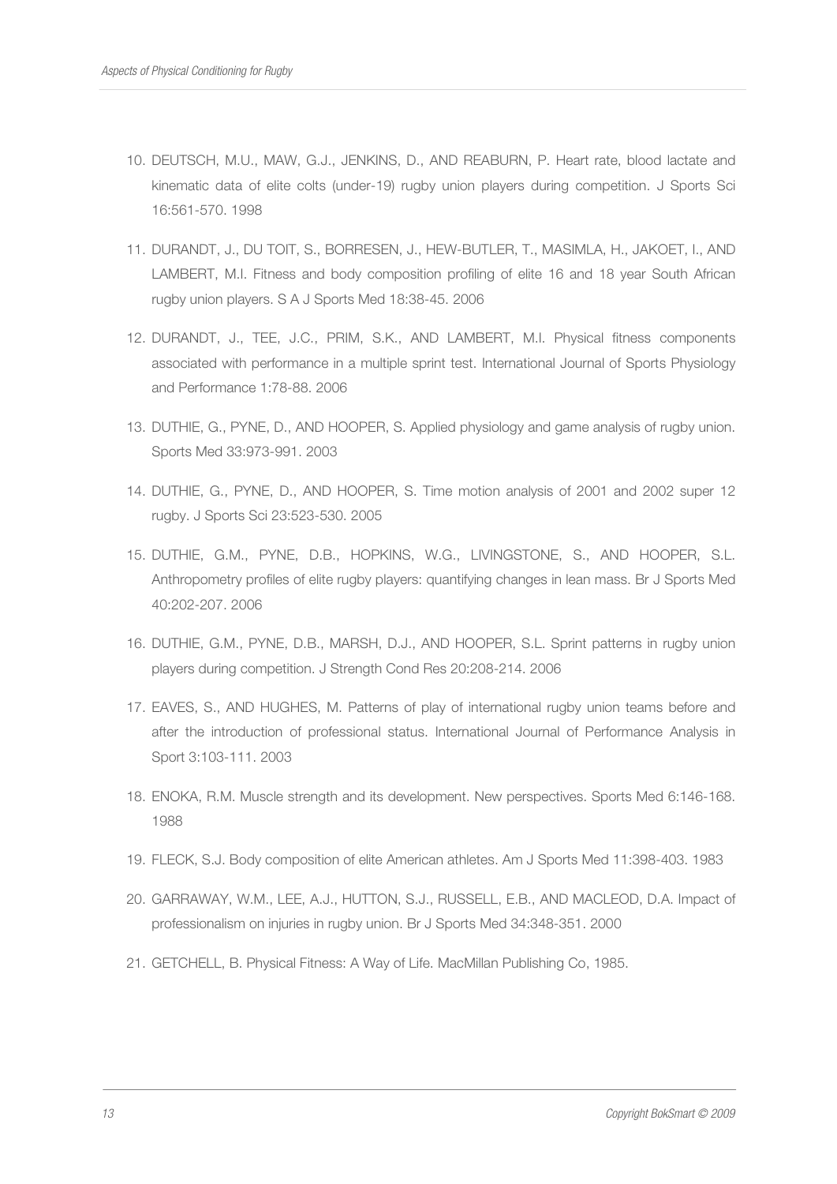10. DEUTSCH, M.U., MAW, G.J., JENKINS, D., AND REABURN, P. Heart rate, blood lactate and kinematic data of elite colts (under-19) rugby union players during competition. J Sports Sci 16:561-570. 1998

11. DURANDT, J., DU TOIT, S., BORRESEN, J., HEW-BUTLER, T., MASIMLA, H., JAKOET, I., AND LAMBERT, M.I. Fitness and body composition profiling of elite 16 and 18 year South African rugby union players. S A J Sports Med 18:38-45. 2006

12. DURANDT, J., TEE, J.C., PRIM, S.K., AND LAMBERT, M.I. Physical fitness components associated with performance in a multiple sprint test. International Journal of Sports Physiology and Performance 1:78-88. 2006

13. DUTHIE, G., PYNE, D., AND HOOPER, S. Applied physiology and game analysis of rugby union. Sports Med 33:973-991. 2003

14. DUTHIE, G., PYNE, D., AND HOOPER, S. Time motion analysis of 2001 and 2002 super 12 rugby. J Sports Sci 23:523-530. 2005

15. DUTHIE, G.M., PYNE, D.B., HOPKINS, W.G., LIVINGSTONE, S., AND HOOPER, S.L. Anthropometry profiles of elite rugby players: quantifying changes in lean mass. Br J Sports Med 40:202-207. 2006

16. DUTHIE, G.M., PYNE, D.B., MARSH, D.J., AND HOOPER, S.L. Sprint patterns in rugby union players during competition. J Strength Cond Res 20:208-214. 2006

17. EAVES, S., AND HUGHES, M. Patterns of play of international rugby union teams before and after the introduction of professional status. International Journal of Performance Analysis in Sport 3:103-111. 2003

18. ENOKA, R.M. Muscle strength and its development. New perspectives. Sports Med 6:146-168. 1988

19. FLECK, S.J. Body composition of elite American athletes. Am J Sports Med 11:398-403. 1983

20. GARRAWAY, W.M., LEE, A.J., HUTTON, S.J., RUSSELL, E.B., AND MACLEOD, D.A. Impact of professionalism on injuries in rugby union. Br J Sports Med 34:348-351. 2000

21. GETCHELL, B. Physical Fitness: A Way of Life. MacMillan Publishing Co, 1985.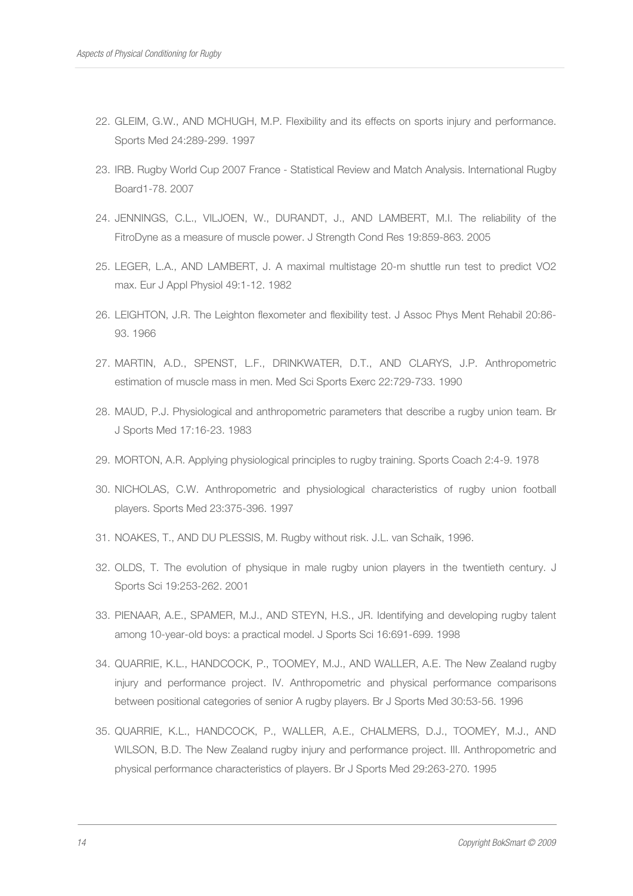22. GLEIM, G.W., AND MCHUGH, M.P. Flexibility and its effects on sports injury and performance. Sports Med 24:289-299. 1997

23. IRB. Rugby World Cup 2007 France - Statistical Review and Match Analysis. International Rugby Board1-78. 2007

24. JENNINGS, C.L., VILJOEN, W., DURANDT, J., AND LAMBERT, M.I. The reliability of the FitroDyne as a measure of muscle power. J Strength Cond Res 19:859-863. 2005

25. LEGER, L.A., AND LAMBERT, J. A maximal multistage 20-m shuttle run test to predict VO2 max. Eur J Appl Physiol 49:1-12. 1982

26. LEIGHTON, J.R. The Leighton flexometer and flexibility test. J Assoc Phys Ment Rehabil 20:86-93. 1966

27. MARTIN, A.D., SPENST, L.F., DRINKWATER, D.T., AND CLARYS, J.P. Anthropometric estimation of muscle mass in men. Med Sci Sports Exerc 22:729-733. 1990

28. MAUD, P.J. Physiological and anthropometric parameters that describe a rugby union team. Br J Sports Med 17:16-23. 1983

29. MORTON, A.R. Applying physiological principles to rugby training. Sports Coach 2:4-9. 1978

30. NICHOLAS, C.W. Anthropometric and physiological characteristics of rugby union football players. Sports Med 23:375-396. 1997

31. NOAKES, T., AND DU PLESSIS, M. Rugby without risk. J.L. van Schaik, 1996.

32. OLDS, T. The evolution of physique in male rugby union players in the twentieth century. J Sports Sci 19:253-262. 2001

33. PIENAAR, A.E., SPAMER, M.J., AND STEYN, H.S., JR. Identifying and developing rugby talent among 10-year-old boys: a practical model. J Sports Sci 16:691-699. 1998

34. QUARRIE, K.L., HANDCOCK, P., TOOMEY, M.J., AND WALLER, A.E. The New Zealand rugby injury and performance project. IV. Anthropometric and physical performance comparisons between positional categories of senior A rugby players. Br J Sports Med 30:53-56. 1996

35. QUARRIE, K.L., HANDCOCK, P., WALLER, A.E., CHALMERS, D.J., TOOMEY, M.J., AND WILSON, B.D. The New Zealand rugby injury and performance project. III. Anthropometric and physical performance characteristics of players. Br J Sports Med 29:263-270. 1995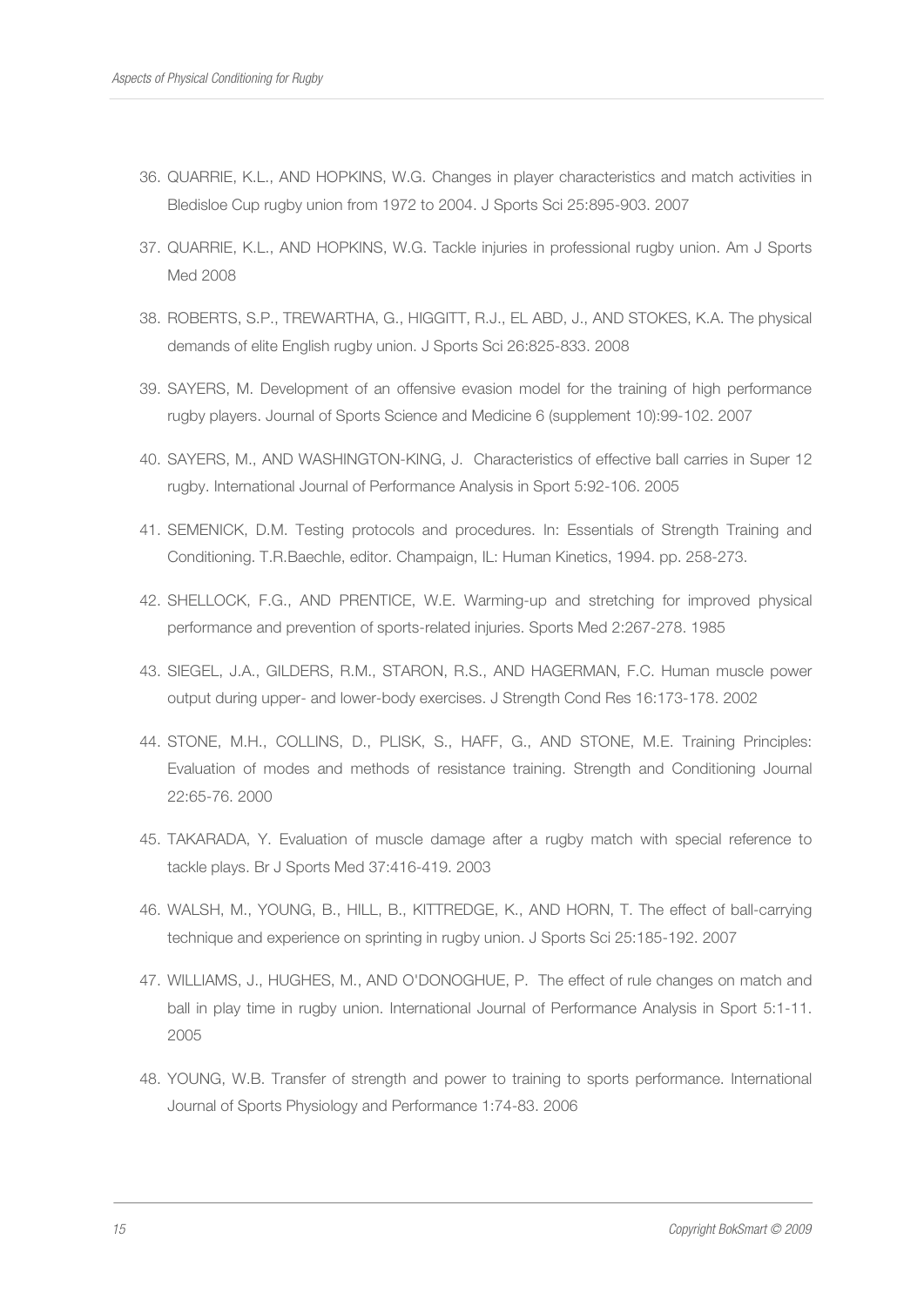36. QUARRIE, K.L., AND HOPKINS, W.G. Changes in player characteristics and match activities in Bledisloe Cup rugby union from 1972 to 2004. J Sports Sci 25:895-903. 2007
37. QUARRIE, K.L., AND HOPKINS, W.G. Tackle injuries in professional rugby union. Am J Sports Med 2008
38. ROBERTS, S.P., TREWARTHA, G., HIGGITT, R.J., EL ABD, J., AND STOKES, K.A. The physical demands of elite English rugby union. J Sports Sci 26:825-833. 2008
39. SAYERS, M. Development of an offensive evasion model for the training of high performance rugby players. Journal of Sports Science and Medicine 6 (supplement 10):99-102. 2007
40. SAYERS, M., AND WASHINGTON-KING, J. Characteristics of effective ball carries in Super 12 rugby. International Journal of Performance Analysis in Sport 5:92-106. 2005
41. SEMENICK, D.M. Testing protocols and procedures. In: Essentials of Strength Training and Conditioning. T.R.Baechle, editor. Champaign, IL: Human Kinetics, 1994. pp. 258-273.
42. SHELLOCK, F.G., AND PRENTICE, W.E. Warming-up and stretching for improved physical performance and prevention of sports-related injuries. Sports Med 2:267-278. 1985
43. SIEGEL, J.A., GILDERS, R.M., STARON, R.S., AND HAGERMAN, F.C. Human muscle power output during upper- and lower-body exercises. J Strength Cond Res 16:173-178. 2002
44. STONE, M.H., COLLINS, D., PLISK, S., HAFF, G., AND STONE, M.E. Training Principles: Evaluation of modes and methods of resistance training. Strength and Conditioning Journal 22:65-76. 2000
45. TAKARADA, Y. Evaluation of muscle damage after a rugby match with special reference to tackle plays. Br J Sports Med 37:416-419. 2003
46. WALSH, M., YOUNG, B., HILL, B., KITTREDGE, K., AND HORN, T. The effect of ball-carrying technique and experience on sprinting in rugby union. J Sports Sci 25:185-192. 2007
47. WILLIAMS, J., HUGHES, M., AND O'DONOGHUE, P. The effect of rule changes on match and ball in play time in rugby union. International Journal of Performance Analysis in Sport 5:1-11. 2005
48. YOUNG, W.B. Transfer of strength and power to training to sports performance. International Journal of Sports Physiology and Performance 1:74-83. 2006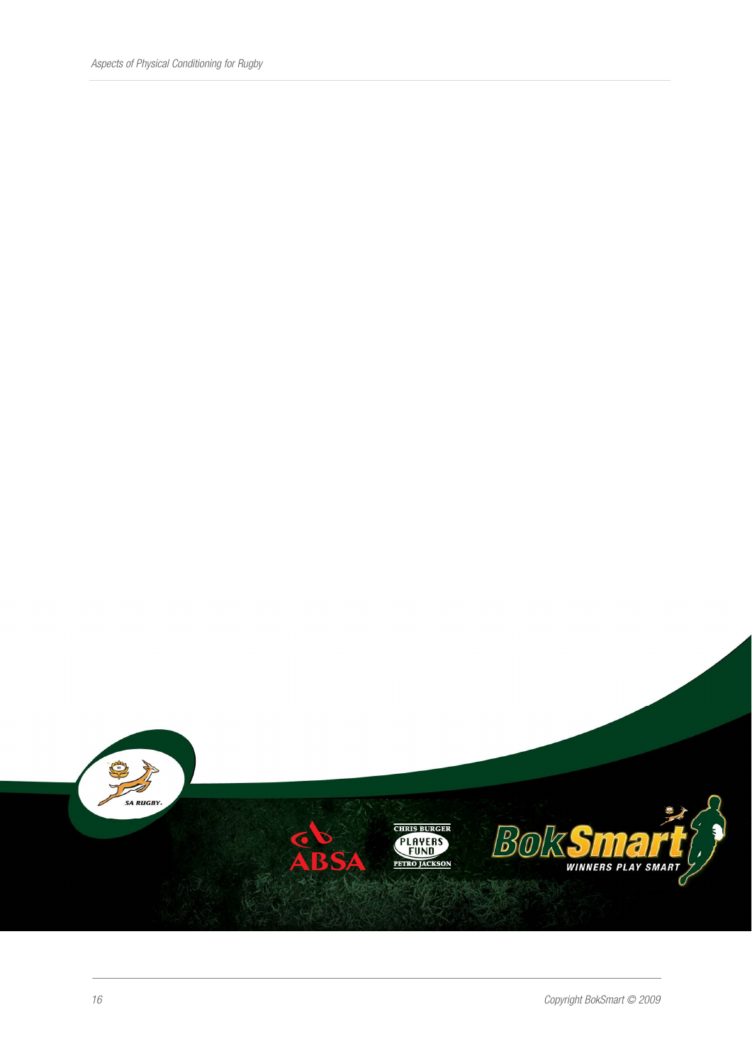SA RUGBY.

ABSA

CHRIS BURGER PLAYERS FUND PETRO JACKSON

BokSmart WINNERS PLAY SMART